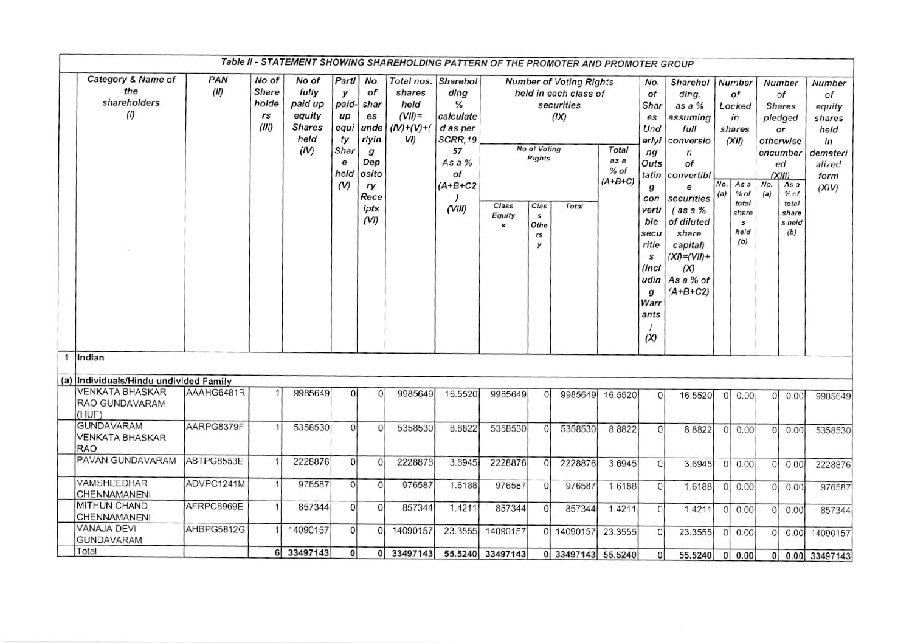*Table II - STATEMENT SHOWING SHAREHOLDING PATTERN OF THE PROMOTER AND PROMOTER GROUP*

| | Category & Name of the shareholders (I) | PAN (II) | No of Shareholders (III) | No of fully paid up equity Shares held (IV) | Partly paid-up equity Share held (V) | No. of shares underlying Depository Receipts (VI) | Total nos. shares held (VII)= (IV)+(V)+(VI) | Shareholding % calculated as per SCRR,1957 As a % of (A+B+C2) (VIII) | Number of Voting Rights held in each class of securities (IX) | | | | No. of Shares Underlying Outstanting convertible securities (including Warrants) (X) | Shareholding, as a % assuming full conversion of convertible securities (as a % of diluted share capital) (XI)=(VII)+(X) As a % of (A+B+C2) | Number of Locked in shares (XII) | | Number of Shares pledged or otherwise encumbered (XIII) | | Number of equity shares held in dematerialized form (XIV) |
|---|---|---|---|---|---|---|---|---|---|---|---|---|---|---|---|---|---|---|---|
| | | | | | | | | | No of Voting Rights | | | Total as a % of (A+B+C) | | | No. (a) | As a % of total shares held (b) | No. (a) | As a % of total share s held (b) | |
| | | | | | | | | | Class Equity x | Class Others y | Total | | | | | | | | |
| 1 | Indian | | | | | | | | | | | | | | | | | | |
| (a) | Individuals/Hindu undivided Family | | | | | | | | | | | | | | | | | | |
| | VENKATA BHASKAR RAO GUNDAVARAM (HUF) | AAAHG6481R | 1 | 9985649 | 0 | 0 | 9985649 | 16.5520 | 9985649 | 0 | 9985649 | 16.5520 | 0 | 16.5520 | 0 | 0.00 | 0 | 0.00 | 9985649 |
| | GUNDAVARAM VENKATA BHASKAR RAO | AARPG8379F | 1 | 5358530 | 0 | 0 | 5358530 | 8.8822 | 5358530 | 0 | 5358530 | 8.8822 | 0 | 8.8822 | 0 | 0.00 | 0 | 0.00 | 5358530 |
| | PAVAN GUNDAVARAM | ABTPG8553E | 1 | 2228876 | 0 | 0 | 2228876 | 3.6945 | 2228876 | 0 | 2228876 | 3.6945 | 0 | 3.6945 | 0 | 0.00 | 0 | 0.00 | 2228876 |
| | VAMSHEEDHAR CHENNAMANENI | ADVPC1241M | 1 | 976587 | 0 | 0 | 976587 | 1.6188 | 976587 | 0 | 976587 | 1.6188 | 0 | 1.6188 | 0 | 0.00 | 0 | 0.00 | 976587 |
| | MITHUN CHAND CHENNAMANENI | AFRPC8969E | 1 | 857344 | 0 | 0 | 857344 | 1.4211 | 857344 | 0 | 857344 | 1.4211 | 0 | 1.4211 | 0 | 0.00 | 0 | 0.00 | 857344 |
| | VANAJA DEVI GUNDAVARAM | AHBPG5812G | 1 | 14090157 | 0 | 0 | 14090157 | 23.3555 | 14090157 | 0 | 14090157 | 23.3555 | 0 | 23.3555 | 0 | 0.00 | 0 | 0.00 | 14090157 |
| | Total | | 6 | 33497143 | 0 | 0 | 33497143 | 55.5240 | 33497143 | 0 | 33497143 | 55.5240 | 0 | 55.5240 | 0 | 0.00 | 0 | 0.00 | 33497143 |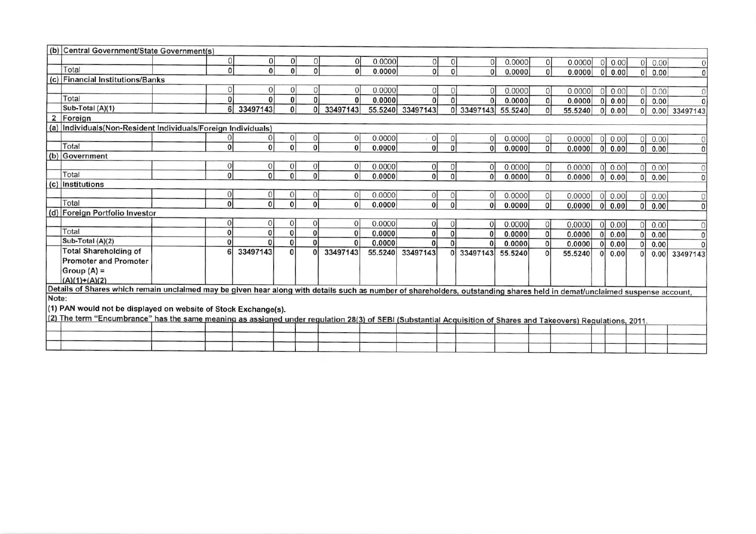| | | | | | | | | | | | | | | | | | | | |
|---|---|---|---|---|---|---|---|---|---|---|---|---|---|---|---|---|---|---|---|
| (b) | Central Government/State Government(s) | | | | | | | | | | | | | | | | | | |
| | | | 0 | 0 | 0 | 0 | 0 | 0.0000 | 0 | 0 | 0 | 0.0000 | 0 | 0.0000 | 0 | 0.00 | 0 | 0.00 | 0 |
| | Total | | 0 | 0 | 0 | 0 | 0 | 0.0000 | 0 | 0 | 0 | 0.0000 | 0 | 0.0000 | 0 | 0.00 | 0 | 0.00 | 0 |
| (c) | Financial Institutions/Banks | | | | | | | | | | | | | | | | | | |
| | | | 0 | 0 | 0 | 0 | 0 | 0.0000 | 0 | 0 | 0 | 0.0000 | 0 | 0.0000 | 0 | 0.00 | 0 | 0.00 | 0 |
| | Total | | 0 | 0 | 0 | 0 | 0 | 0.0000 | 0 | 0 | 0 | 0.0000 | 0 | 0.0000 | 0 | 0.00 | 0 | 0.00 | 0 |
| | Sub-Total (A)(1) | | 6 | 33497143 | 0 | 0 | 33497143 | 55.5240 | 33497143 | 0 | 33497143 | 55.5240 | 0 | 55.5240 | 0 | 0.00 | 0 | 0.00 | 33497143 |
| 2 | Foreign | | | | | | | | | | | | | | | | | | |
| (a) | Individuals(Non-Resident Individuals/Foreign Individuals) | | | | | | | | | | | | | | | | | | |
| | | | 0 | 0 | 0 | 0 | 0 | 0.0000 | 0 | 0 | 0 | 0.0000 | 0 | 0.0000 | 0 | 0.00 | 0 | 0.00 | 0 |
| | Total | | 0 | 0 | 0 | 0 | 0 | 0.0000 | 0 | 0 | 0 | 0.0000 | 0 | 0.0000 | 0 | 0.00 | 0 | 0.00 | 0 |
| (b) | Government | | | | | | | | | | | | | | | | | | |
| | | | 0 | 0 | 0 | 0 | 0 | 0.0000 | 0 | 0 | 0 | 0.0000 | 0 | 0.0000 | 0 | 0.00 | 0 | 0.00 | 0 |
| | Total | | 0 | 0 | 0 | 0 | 0 | 0.0000 | 0 | 0 | 0 | 0.0000 | 0 | 0.0000 | 0 | 0.00 | 0 | 0.00 | 0 |
| (c) | Institutions | | | | | | | | | | | | | | | | | | |
| | | | 0 | 0 | 0 | 0 | 0 | 0.0000 | 0 | 0 | 0 | 0.0000 | 0 | 0.0000 | 0 | 0.00 | 0 | 0.00 | 0 |
| | Total | | 0 | 0 | 0 | 0 | 0 | 0.0000 | 0 | 0 | 0 | 0.0000 | 0 | 0.0000 | 0 | 0.00 | 0 | 0.00 | 0 |
| (d) | Foreign Portfolio Investor | | | | | | | | | | | | | | | | | | |
| | | | 0 | 0 | 0 | 0 | 0 | 0.0000 | 0 | 0 | 0 | 0.0000 | 0 | 0.0000 | 0 | 0.00 | 0 | 0.00 | 0 |
| | Total | | 0 | 0 | 0 | 0 | 0 | 0.0000 | 0 | 0 | 0 | 0.0000 | 0 | 0.0000 | 0 | 0.00 | 0 | 0.00 | 0 |
| | Sub-Total (A)(2) | | 0 | 0 | 0 | 0 | 0 | 0.0000 | 0 | 0 | 0 | 0.0000 | 0 | 0.0000 | 0 | 0.00 | 0 | 0.00 | 0 |
| | Total Shareholding of Promoter and Promoter Group (A) = (A)(1)+(A)(2) | | 6 | 33497143 | 0 | 0 | 33497143 | 55.5240 | 33497143 | 0 | 33497143 | 55.5240 | 0 | 55.5240 | 0 | 0.00 | 0 | 0.00 | 33497143 |

Details of Shares which remain unclaimed may be given hear along with details such as number of shareholders, outstanding shares held in demat/unclaimed suspense account,

Note:

(1) PAN would not be displayed on website of Stock Exchange(s).

(2) The term "Encumbrance" has the same meaning as assigned under regulation 28(3) of SEBI (Substantial Acquisition of Shares and Takeovers) Regulations, 2011.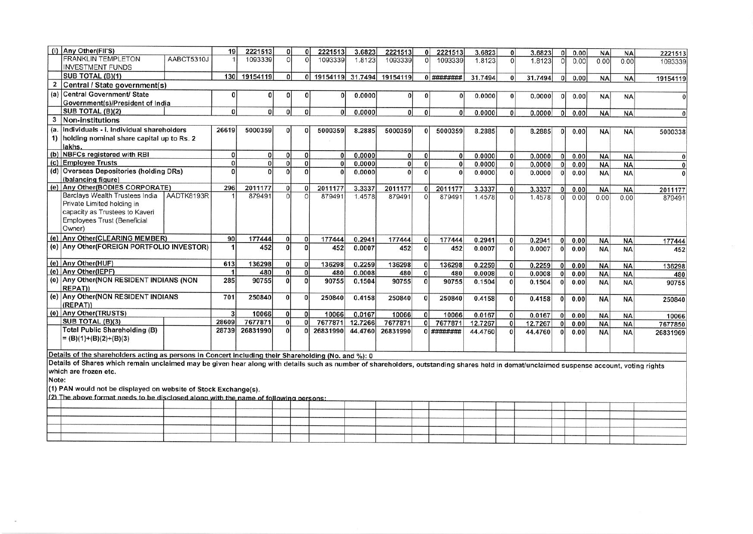| | | | | | | | | | | | | | | | | | | | |
|---|---|---|---|---|---|---|---|---|---|---|---|---|---|---|---|---|---|---|---|
| (i) | Any Other(FII'S) | | 19 | 2221513 | 0 | 0 | 2221513 | 3.6823 | 2221513 | 0 | 2221513 | 3.6823 | 0 | 3.6823 | 0 | 0.00 | NA | NA | 2221513 |
| | FRANKLIN TEMPLETON INVESTMENT FUNDS | AABCT5310J | 1 | 1093339 | 0 | 0 | 1093339 | 1.8123 | 1093339 | 0 | 1093339 | 1.8123 | 0 | 1.8123 | 0 | 0.00 | 0.00 | 0.00 | 1093339 |
| | SUB TOTAL (B)(1) | | 130 | 19154119 | 0 | 0 | 19154119 | 31.7494 | 19154119 | 0 | ######## | 31.7494 | 0 | 31.7494 | 0 | 0.00 | NA | NA | 19154119 |
| 2 | Central / State government(s) | | | | | | | | | | | | | | | | | | |
| (a) | Central Government/ State Government(s)/President of India | | 0 | 0 | 0 | 0 | 0 | 0.0000 | 0 | 0 | 0 | 0.0000 | 0 | 0.0000 | 0 | 0.00 | NA | NA | 0 |
| | SUB TOTAL (B)(2) | | 0 | 0 | 0 | 0 | 0 | 0.0000 | 0 | 0 | 0 | 0.0000 | 0 | 0.0000 | 0 | 0.00 | NA | NA | 0 |
| 3 | Non-institutions | | | | | | | | | | | | | | | | | | |
| (a. 1) | Individuals - i. Individual shareholders holding nominal share capital up to Rs. 2 lakhs. | | 26619 | 5000359 | 0 | 0 | 5000359 | 8.2885 | 5000359 | 0 | 5000359 | 8.2885 | 0 | 8.2885 | 0 | 0.00 | NA | NA | 5000338 |
| (b) | NBFCs registered with RBI | | 0 | 0 | 0 | 0 | 0 | 0.0000 | 0 | 0 | 0 | 0.0000 | 0 | 0.0000 | 0 | 0.00 | NA | NA | 0 |
| (c) | Employee Trusts | | 0 | 0 | 0 | 0 | 0 | 0.0000 | 0 | 0 | 0 | 0.0000 | 0 | 0.0000 | 0 | 0.00 | NA | NA | 0 |
| (d) | Overseas Depositories (holding DRs) (balancing figure) | | 0 | 0 | 0 | 0 | 0 | 0.0000 | 0 | 0 | 0 | 0.0000 | 0 | 0.0000 | 0 | 0.00 | NA | NA | 0 |
| (e) | Any Other(BODIES CORPORATE) | | 296 | 2011177 | 0 | 0 | 2011177 | 3.3337 | 2011177 | 0 | 2011177 | 3.3337 | 0 | 3.3337 | 0 | 0.00 | NA | NA | 2011177 |
| | Barclays Wealth Trustees India Private Limited holding in capacity as Trustees to Kaveri Employees Trust (Beneficial Owner) | AADTK8193R | 1 | 879491 | 0 | 0 | 879491 | 1.4578 | 879491 | 0 | 879491 | 1.4578 | 0 | 1.4578 | 0 | 0.00 | 0.00 | 0.00 | 879491 |
| (e) | Any Other(CLEARING MEMBER) | | 90 | 177444 | 0 | 0 | 177444 | 0.2941 | 177444 | 0 | 177444 | 0.2941 | 0 | 0.2941 | 0 | 0.00 | NA | NA | 177444 |
| (e) | Any Other(FOREIGN PORTFOLIO INVESTOR) | | 1 | 452 | 0 | 0 | 452 | 0.0007 | 452 | 0 | 452 | 0.0007 | 0 | 0.0007 | 0 | 0.00 | NA | NA | 452 |
| (e) | Any Other(HUF) | | 613 | 136298 | 0 | 0 | 136298 | 0.2259 | 136298 | 0 | 136298 | 0.2259 | 0 | 0.2259 | 0 | 0.00 | NA | NA | 136298 |
| (e) | Any Other(IEPF) | | 1 | 480 | 0 | 0 | 480 | 0.0008 | 480 | 0 | 480 | 0.0008 | 0 | 0.0008 | 0 | 0.00 | NA | NA | 480 |
| (e) | Any Other(NON RESIDENT INDIANS (NON REPAT)) | | 285 | 90755 | 0 | 0 | 90755 | 0.1504 | 90755 | 0 | 90755 | 0.1504 | 0 | 0.1504 | 0 | 0.00 | NA | NA | 90755 |
| (e) | Any Other(NON RESIDENT INDIANS (REPAT)) | | 701 | 250840 | 0 | 0 | 250840 | 0.4158 | 250840 | 0 | 250840 | 0.4158 | 0 | 0.4158 | 0 | 0.00 | NA | NA | 250840 |
| (e) | Any Other(TRUSTS) | | 3 | 10066 | 0 | 0 | 10066 | 0.0167 | 10066 | 0 | 10066 | 0.0167 | 0 | 0.0167 | 0 | 0.00 | NA | NA | 10066 |
| | SUB TOTAL (B)(3) | | 28609 | 7677871 | 0 | 0 | 7677871 | 12.7266 | 7677871 | 0 | 7677871 | 12.7267 | 0 | 12.7267 | 0 | 0.00 | NA | NA | 7677850 |
| | Total Public Shareholding (B) = (B)(1)+(B)(2)+(B)(3) | | 28739 | 26831990 | 0 | 0 | 26831990 | 44.4760 | 26831990 | 0 | ######## | 44.4760 | 0 | 44.4760 | 0 | 0.00 | NA | NA | 26831969 |

Details of the shareholders acting as persons in Concert including their Shareholding (No. and %): 0

Details of Shares which remain unclaimed may be given hear along with details such as number of shareholders, outstanding shares held in demat/unclaimed suspense account, voting rights which are frozen etc.

Note:

(1) PAN would not be displayed on website of Stock Exchange(s).

(2) The above format needs to be disclosed along with the name of following persons: